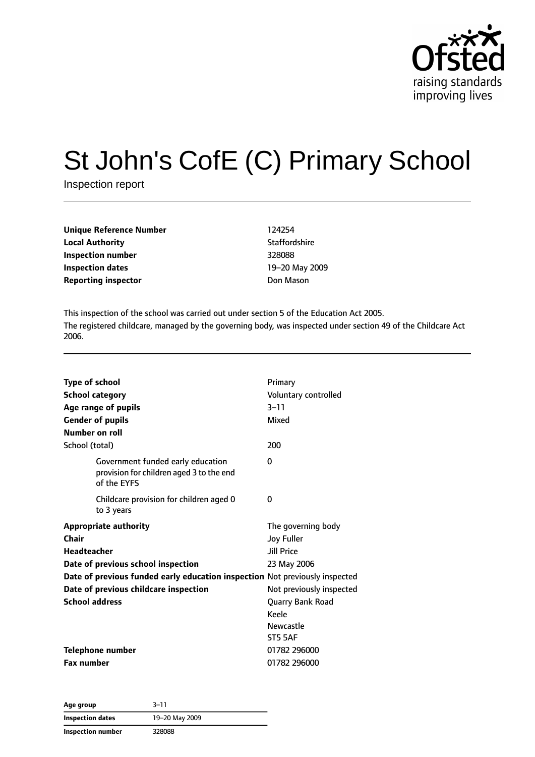# St John's CofE (C) Primary School

Inspection report

| | |
|---|---|
| **Unique Reference Number** | 124254 |
| **Local Authority** | Staffordshire |
| **Inspection number** | 328088 |
| **Inspection dates** | 19–20 May 2009 |
| **Reporting inspector** | Don Mason |

This inspection of the school was carried out under section 5 of the Education Act 2005.

The registered childcare, managed by the governing body, was inspected under section 49 of the Childcare Act 2006.

| | |
|---|---|
| **Type of school** | Primary |
| **School category** | Voluntary controlled |
| **Age range of pupils** | 3–11 |
| **Gender of pupils** | Mixed |
| **Number on roll** | |
| School (total) | 200 |
| Government funded early education provision for children aged 3 to the end of the EYFS | 0 |
| Childcare provision for children aged 0 to 3 years | 0 |
| **Appropriate authority** | The governing body |
| **Chair** | Joy Fuller |
| **Headteacher** | Jill Price |
| **Date of previous school inspection** | 23 May 2006 |
| **Date of previous funded early education inspection** | Not previously inspected |
| **Date of previous childcare inspection** | Not previously inspected |
| **School address** | Quarry Bank Road<br>Keele<br>Newcastle<br>ST5 5AF |
| **Telephone number** | 01782 296000 |
| **Fax number** | 01782 296000 |

| | |
|---|---|
| **Age group** | 3–11 |
| **Inspection dates** | 19–20 May 2009 |
| **Inspection number** | 328088 |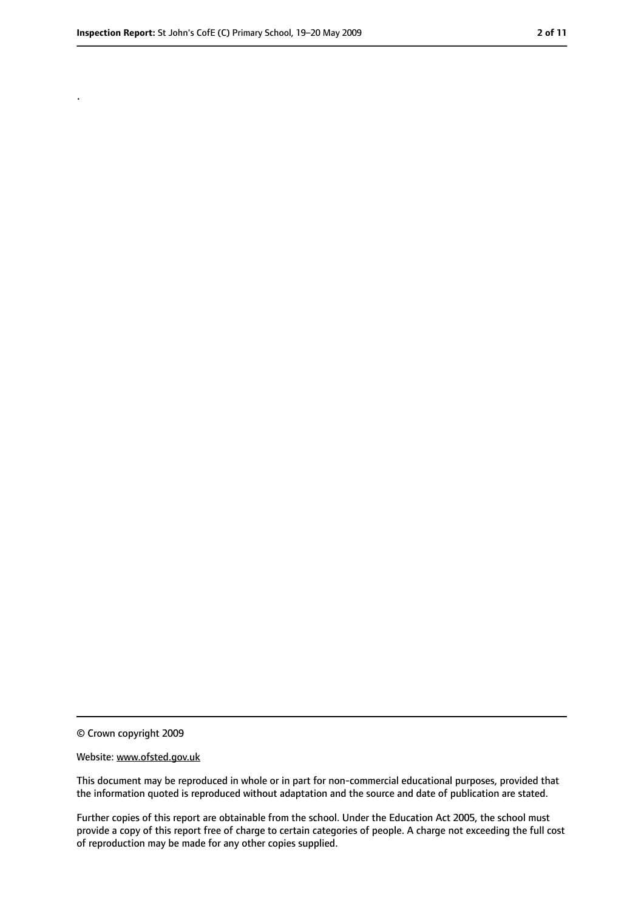.

© Crown copyright 2009

Website: www.ofsted.gov.uk

This document may be reproduced in whole or in part for non-commercial educational purposes, provided that the information quoted is reproduced without adaptation and the source and date of publication are stated.

Further copies of this report are obtainable from the school. Under the Education Act 2005, the school must provide a copy of this report free of charge to certain categories of people. A charge not exceeding the full cost of reproduction may be made for any other copies supplied.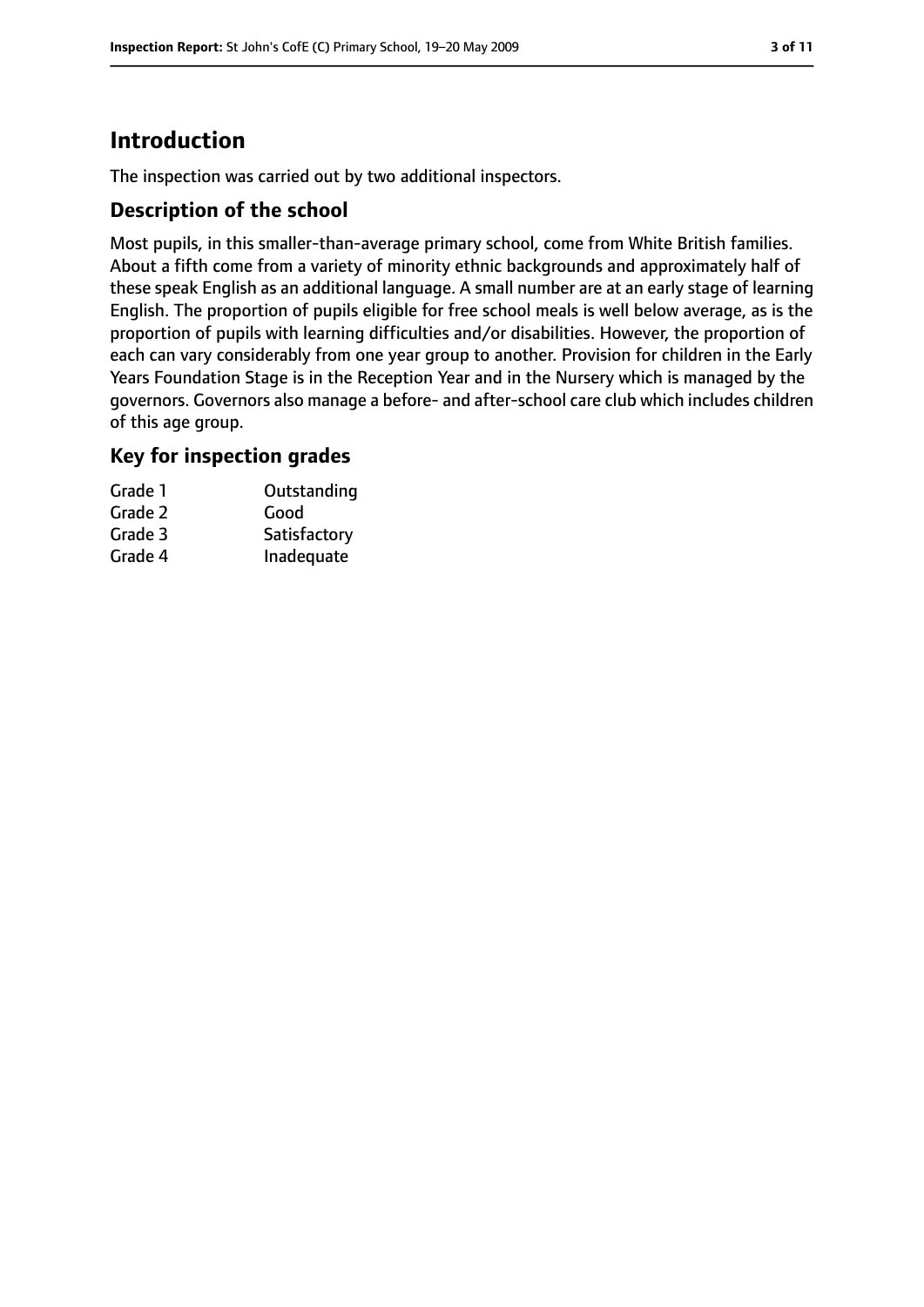# Introduction

The inspection was carried out by two additional inspectors.

## Description of the school

Most pupils, in this smaller-than-average primary school, come from White British families. About a fifth come from a variety of minority ethnic backgrounds and approximately half of these speak English as an additional language. A small number are at an early stage of learning English. The proportion of pupils eligible for free school meals is well below average, as is the proportion of pupils with learning difficulties and/or disabilities. However, the proportion of each can vary considerably from one year group to another. Provision for children in the Early Years Foundation Stage is in the Reception Year and in the Nursery which is managed by the governors. Governors also manage a before- and after-school care club which includes children of this age group.

## Key for inspection grades

| | |
|---|---|
| Grade 1 | Outstanding |
| Grade 2 | Good |
| Grade 3 | Satisfactory |
| Grade 4 | Inadequate |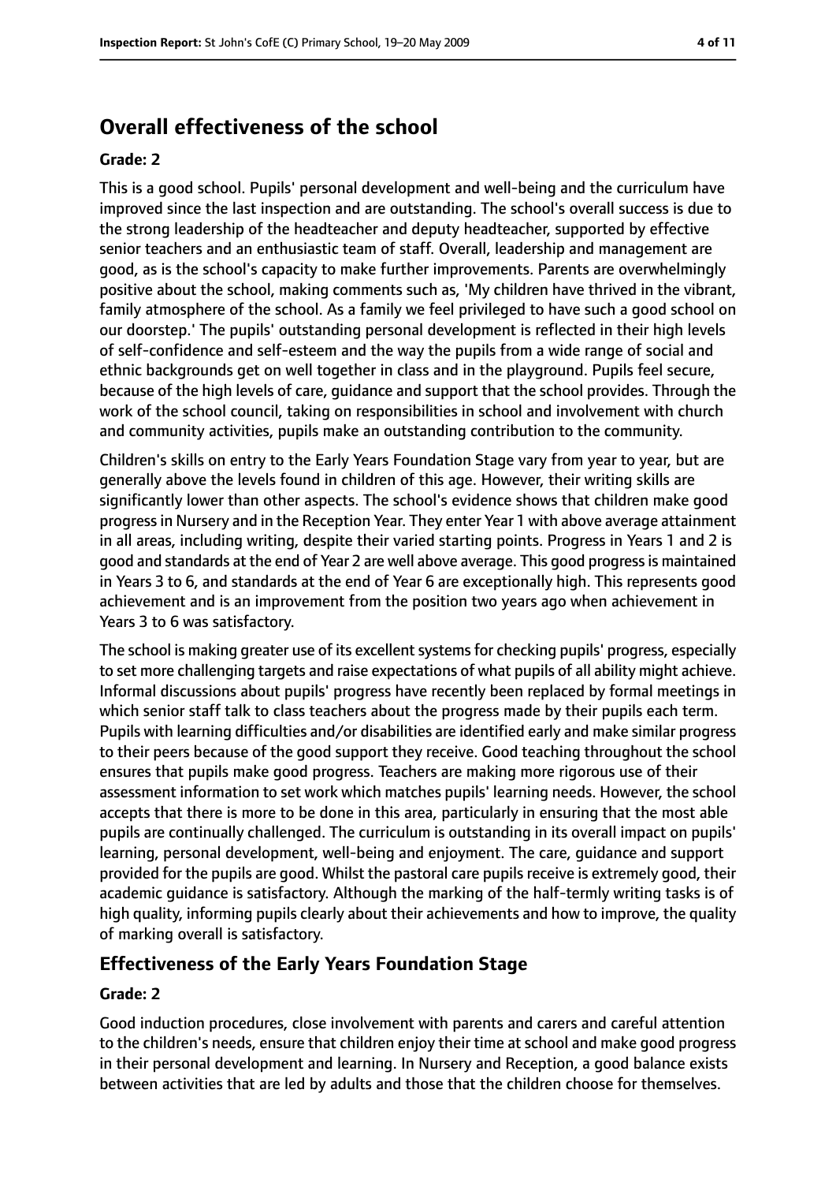## Overall effectiveness of the school

**Grade: 2**

This is a good school. Pupils' personal development and well-being and the curriculum have improved since the last inspection and are outstanding. The school's overall success is due to the strong leadership of the headteacher and deputy headteacher, supported by effective senior teachers and an enthusiastic team of staff. Overall, leadership and management are good, as is the school's capacity to make further improvements. Parents are overwhelmingly positive about the school, making comments such as, 'My children have thrived in the vibrant, family atmosphere of the school. As a family we feel privileged to have such a good school on our doorstep.' The pupils' outstanding personal development is reflected in their high levels of self-confidence and self-esteem and the way the pupils from a wide range of social and ethnic backgrounds get on well together in class and in the playground. Pupils feel secure, because of the high levels of care, guidance and support that the school provides. Through the work of the school council, taking on responsibilities in school and involvement with church and community activities, pupils make an outstanding contribution to the community.

Children's skills on entry to the Early Years Foundation Stage vary from year to year, but are generally above the levels found in children of this age. However, their writing skills are significantly lower than other aspects. The school's evidence shows that children make good progress in Nursery and in the Reception Year. They enter Year 1 with above average attainment in all areas, including writing, despite their varied starting points. Progress in Years 1 and 2 is good and standards at the end of Year 2 are well above average. This good progress is maintained in Years 3 to 6, and standards at the end of Year 6 are exceptionally high. This represents good achievement and is an improvement from the position two years ago when achievement in Years 3 to 6 was satisfactory.

The school is making greater use of its excellent systems for checking pupils' progress, especially to set more challenging targets and raise expectations of what pupils of all ability might achieve. Informal discussions about pupils' progress have recently been replaced by formal meetings in which senior staff talk to class teachers about the progress made by their pupils each term. Pupils with learning difficulties and/or disabilities are identified early and make similar progress to their peers because of the good support they receive. Good teaching throughout the school ensures that pupils make good progress. Teachers are making more rigorous use of their assessment information to set work which matches pupils' learning needs. However, the school accepts that there is more to be done in this area, particularly in ensuring that the most able pupils are continually challenged. The curriculum is outstanding in its overall impact on pupils' learning, personal development, well-being and enjoyment. The care, guidance and support provided for the pupils are good. Whilst the pastoral care pupils receive is extremely good, their academic guidance is satisfactory. Although the marking of the half-termly writing tasks is of high quality, informing pupils clearly about their achievements and how to improve, the quality of marking overall is satisfactory.

### Effectiveness of the Early Years Foundation Stage

**Grade: 2**

Good induction procedures, close involvement with parents and carers and careful attention to the children's needs, ensure that children enjoy their time at school and make good progress in their personal development and learning. In Nursery and Reception, a good balance exists between activities that are led by adults and those that the children choose for themselves.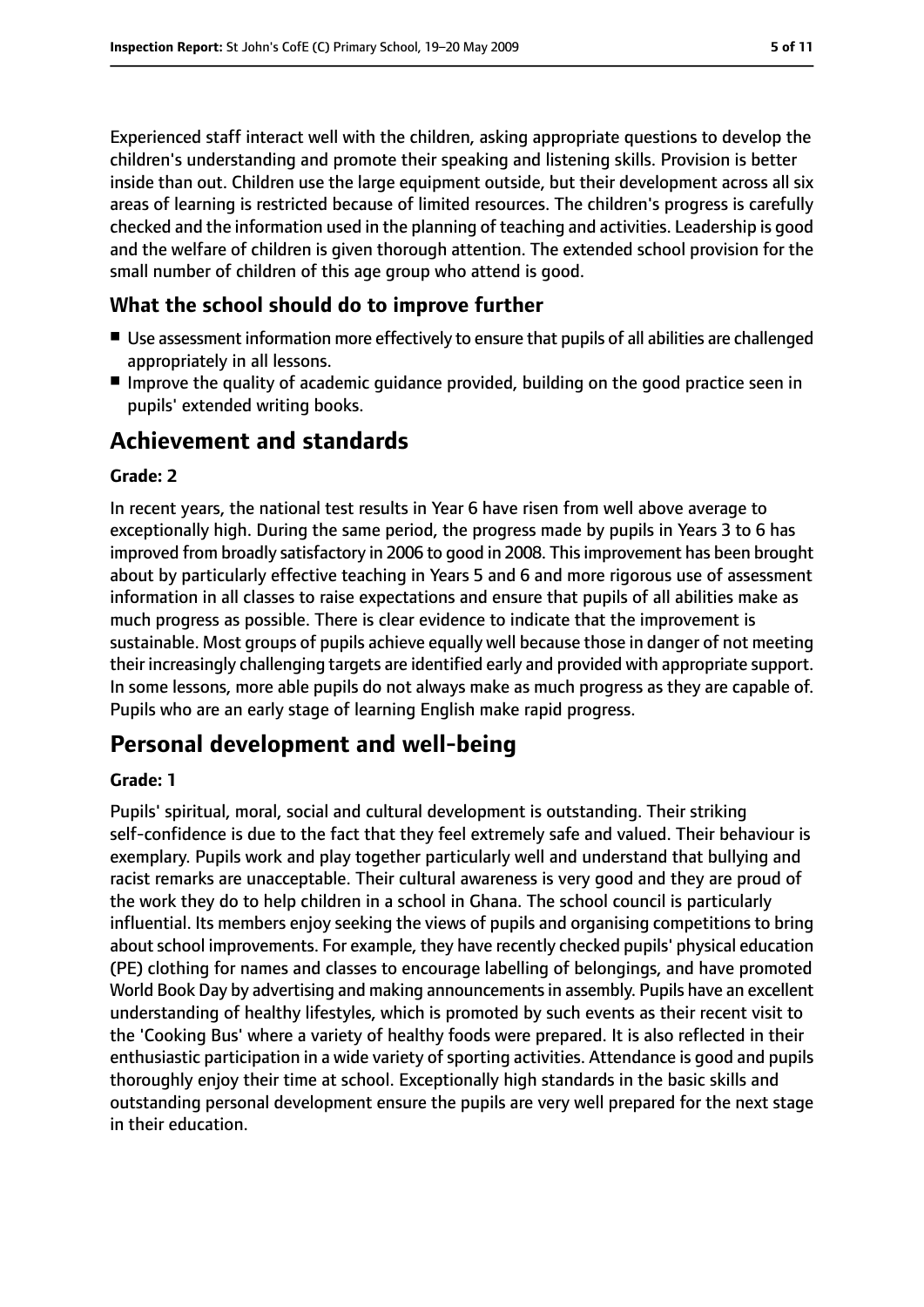Experienced staff interact well with the children, asking appropriate questions to develop the children's understanding and promote their speaking and listening skills. Provision is better inside than out. Children use the large equipment outside, but their development across all six areas of learning is restricted because of limited resources. The children's progress is carefully checked and the information used in the planning of teaching and activities. Leadership is good and the welfare of children is given thorough attention. The extended school provision for the small number of children of this age group who attend is good.

### What the school should do to improve further

- Use assessment information more effectively to ensure that pupils of all abilities are challenged appropriately in all lessons.
- Improve the quality of academic guidance provided, building on the good practice seen in pupils' extended writing books.

## Achievement and standards

**Grade: 2**

In recent years, the national test results in Year 6 have risen from well above average to exceptionally high. During the same period, the progress made by pupils in Years 3 to 6 has improved from broadly satisfactory in 2006 to good in 2008. This improvement has been brought about by particularly effective teaching in Years 5 and 6 and more rigorous use of assessment information in all classes to raise expectations and ensure that pupils of all abilities make as much progress as possible. There is clear evidence to indicate that the improvement is sustainable. Most groups of pupils achieve equally well because those in danger of not meeting their increasingly challenging targets are identified early and provided with appropriate support. In some lessons, more able pupils do not always make as much progress as they are capable of. Pupils who are an early stage of learning English make rapid progress.

## Personal development and well-being

**Grade: 1**

Pupils' spiritual, moral, social and cultural development is outstanding. Their striking self-confidence is due to the fact that they feel extremely safe and valued. Their behaviour is exemplary. Pupils work and play together particularly well and understand that bullying and racist remarks are unacceptable. Their cultural awareness is very good and they are proud of the work they do to help children in a school in Ghana. The school council is particularly influential. Its members enjoy seeking the views of pupils and organising competitions to bring about school improvements. For example, they have recently checked pupils' physical education (PE) clothing for names and classes to encourage labelling of belongings, and have promoted World Book Day by advertising and making announcements in assembly. Pupils have an excellent understanding of healthy lifestyles, which is promoted by such events as their recent visit to the 'Cooking Bus' where a variety of healthy foods were prepared. It is also reflected in their enthusiastic participation in a wide variety of sporting activities. Attendance is good and pupils thoroughly enjoy their time at school. Exceptionally high standards in the basic skills and outstanding personal development ensure the pupils are very well prepared for the next stage in their education.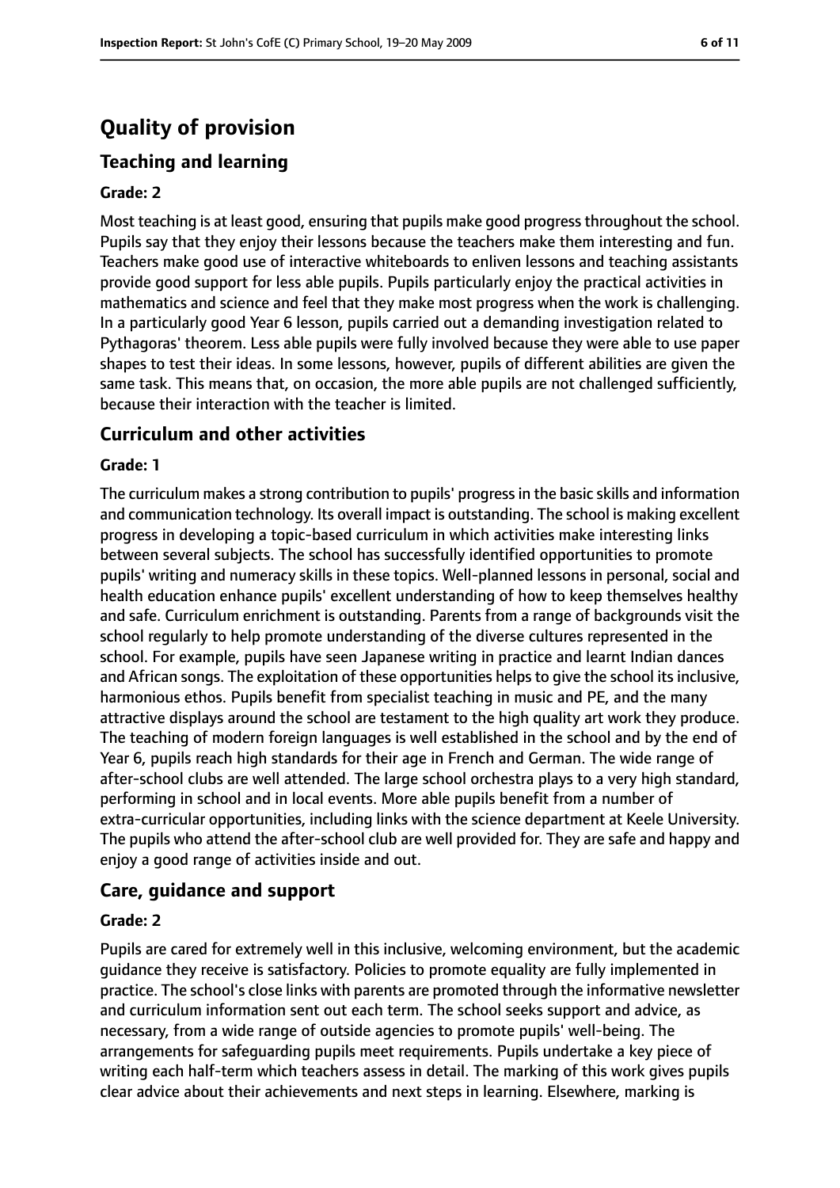# Quality of provision

## Teaching and learning

### Grade: 2

Most teaching is at least good, ensuring that pupils make good progress throughout the school. Pupils say that they enjoy their lessons because the teachers make them interesting and fun. Teachers make good use of interactive whiteboards to enliven lessons and teaching assistants provide good support for less able pupils. Pupils particularly enjoy the practical activities in mathematics and science and feel that they make most progress when the work is challenging. In a particularly good Year 6 lesson, pupils carried out a demanding investigation related to Pythagoras' theorem. Less able pupils were fully involved because they were able to use paper shapes to test their ideas. In some lessons, however, pupils of different abilities are given the same task. This means that, on occasion, the more able pupils are not challenged sufficiently, because their interaction with the teacher is limited.

## Curriculum and other activities

### Grade: 1

The curriculum makes a strong contribution to pupils' progress in the basic skills and information and communication technology. Its overall impact is outstanding. The school is making excellent progress in developing a topic-based curriculum in which activities make interesting links between several subjects. The school has successfully identified opportunities to promote pupils' writing and numeracy skills in these topics. Well-planned lessons in personal, social and health education enhance pupils' excellent understanding of how to keep themselves healthy and safe. Curriculum enrichment is outstanding. Parents from a range of backgrounds visit the school regularly to help promote understanding of the diverse cultures represented in the school. For example, pupils have seen Japanese writing in practice and learnt Indian dances and African songs. The exploitation of these opportunities helps to give the school its inclusive, harmonious ethos. Pupils benefit from specialist teaching in music and PE, and the many attractive displays around the school are testament to the high quality art work they produce. The teaching of modern foreign languages is well established in the school and by the end of Year 6, pupils reach high standards for their age in French and German. The wide range of after-school clubs are well attended. The large school orchestra plays to a very high standard, performing in school and in local events. More able pupils benefit from a number of extra-curricular opportunities, including links with the science department at Keele University. The pupils who attend the after-school club are well provided for. They are safe and happy and enjoy a good range of activities inside and out.

## Care, guidance and support

### Grade: 2

Pupils are cared for extremely well in this inclusive, welcoming environment, but the academic guidance they receive is satisfactory. Policies to promote equality are fully implemented in practice. The school's close links with parents are promoted through the informative newsletter and curriculum information sent out each term. The school seeks support and advice, as necessary, from a wide range of outside agencies to promote pupils' well-being. The arrangements for safeguarding pupils meet requirements. Pupils undertake a key piece of writing each half-term which teachers assess in detail. The marking of this work gives pupils clear advice about their achievements and next steps in learning. Elsewhere, marking is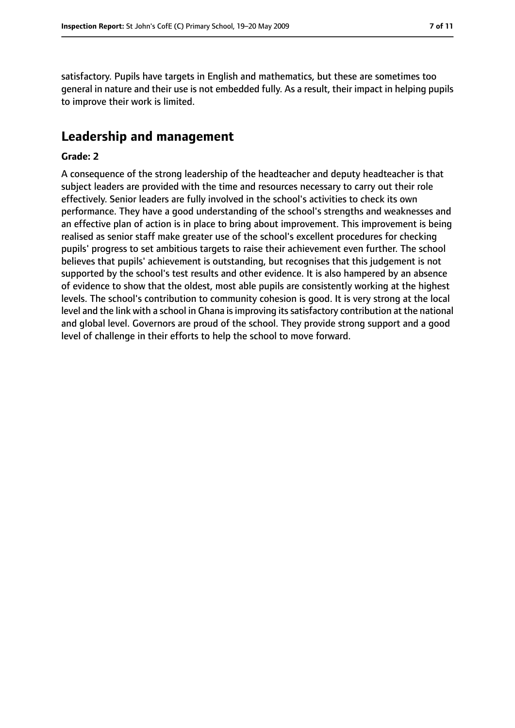satisfactory. Pupils have targets in English and mathematics, but these are sometimes too general in nature and their use is not embedded fully. As a result, their impact in helping pupils to improve their work is limited.

## Leadership and management

**Grade: 2**

A consequence of the strong leadership of the headteacher and deputy headteacher is that subject leaders are provided with the time and resources necessary to carry out their role effectively. Senior leaders are fully involved in the school's activities to check its own performance. They have a good understanding of the school's strengths and weaknesses and an effective plan of action is in place to bring about improvement. This improvement is being realised as senior staff make greater use of the school's excellent procedures for checking pupils' progress to set ambitious targets to raise their achievement even further. The school believes that pupils' achievement is outstanding, but recognises that this judgement is not supported by the school's test results and other evidence. It is also hampered by an absence of evidence to show that the oldest, most able pupils are consistently working at the highest levels. The school's contribution to community cohesion is good. It is very strong at the local level and the link with a school in Ghana is improving its satisfactory contribution at the national and global level. Governors are proud of the school. They provide strong support and a good level of challenge in their efforts to help the school to move forward.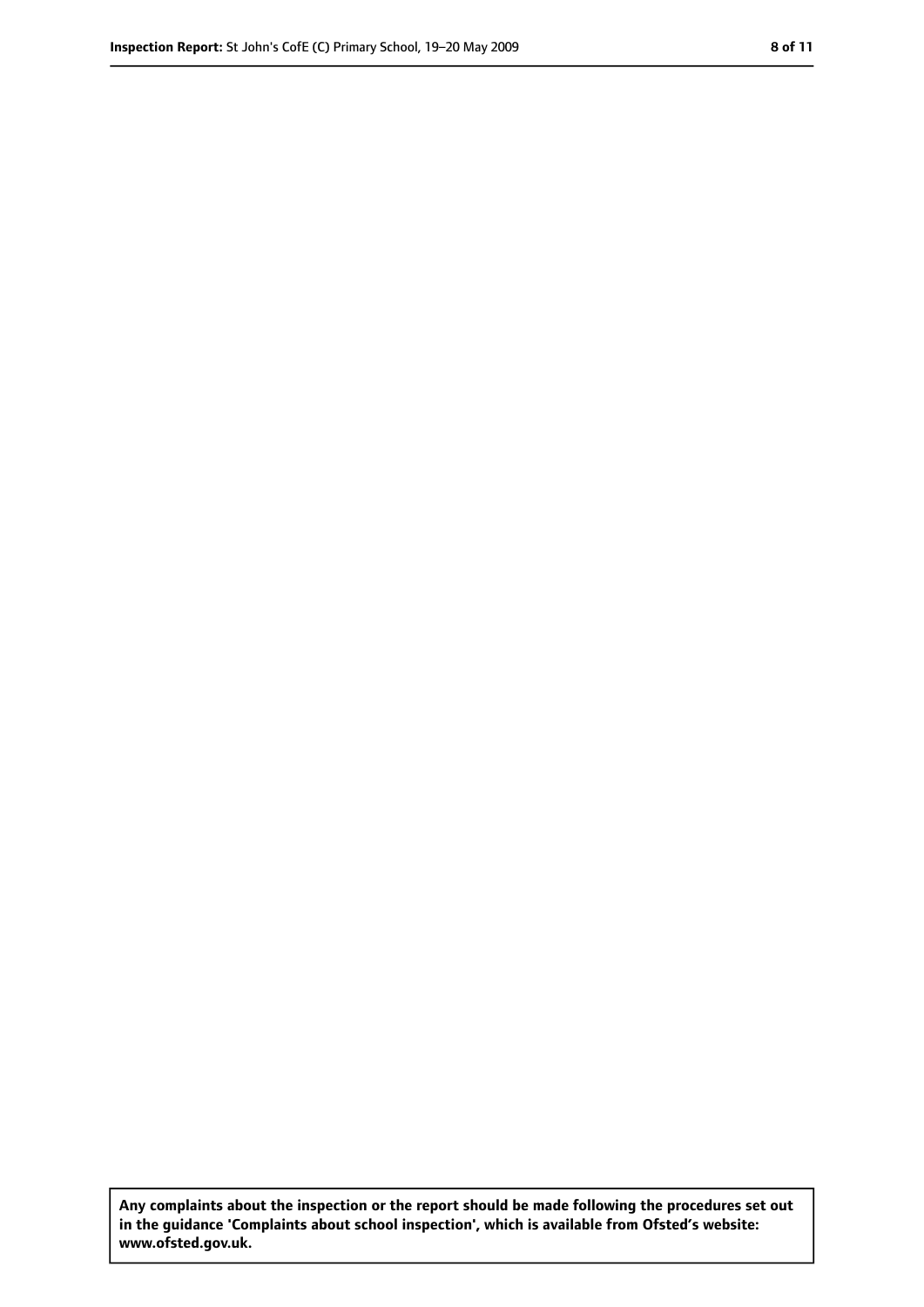**Any complaints about the inspection or the report should be made following the procedures set out in the guidance 'Complaints about school inspection', which is available from Ofsted's website: www.ofsted.gov.uk.**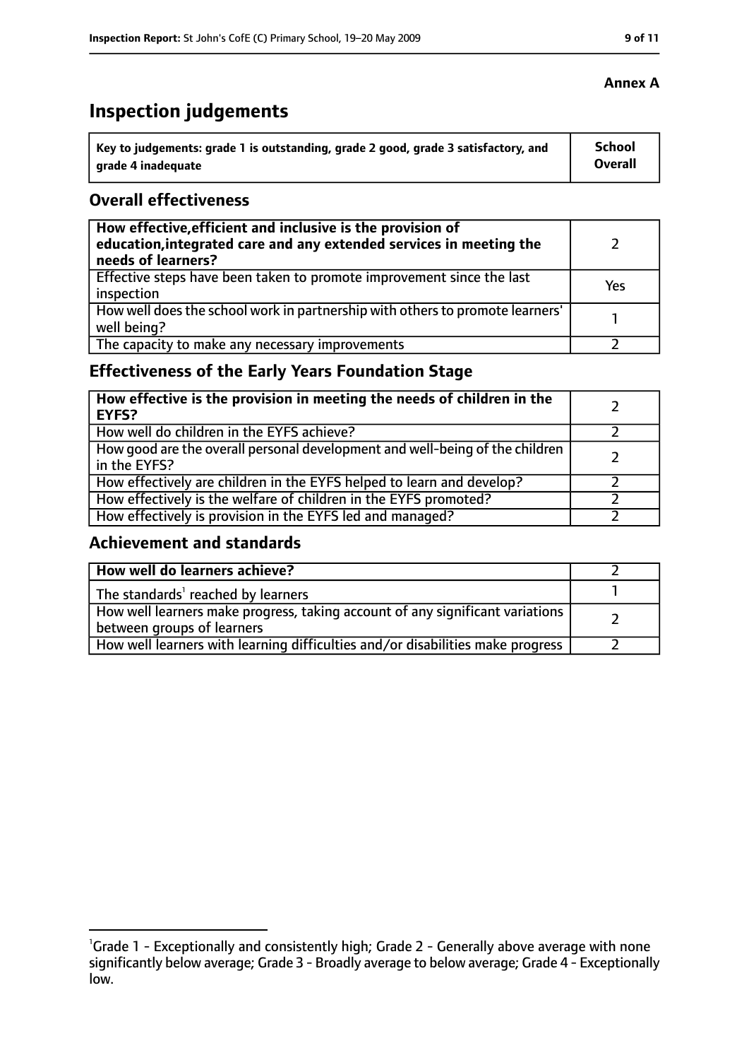**Annex A**

# Inspection judgements

| Key to judgements: grade 1 is outstanding, grade 2 good, grade 3 satisfactory, and grade 4 inadequate | School Overall |
|---|---|

## Overall effectiveness

| | |
|---|---|
| **How effective, efficient and inclusive is the provision of education, integrated care and any extended services in meeting the needs of learners?** | 2 |
| Effective steps have been taken to promote improvement since the last inspection | Yes |
| How well does the school work in partnership with others to promote learners' well being? | 1 |
| The capacity to make any necessary improvements | 2 |

## Effectiveness of the Early Years Foundation Stage

| | |
|---|---|
| **How effective is the provision in meeting the needs of children in the EYFS?** | 2 |
| How well do children in the EYFS achieve? | 2 |
| How good are the overall personal development and well-being of the children in the EYFS? | 2 |
| How effectively are children in the EYFS helped to learn and develop? | 2 |
| How effectively is the welfare of children in the EYFS promoted? | 2 |
| How effectively is provision in the EYFS led and managed? | 2 |

## Achievement and standards

| | |
|---|---|
| **How well do learners achieve?** | 2 |
| The standards[1] reached by learners | 1 |
| How well learners make progress, taking account of any significant variations between groups of learners | 2 |
| How well learners with learning difficulties and/or disabilities make progress | 2 |

[1] Grade 1 - Exceptionally and consistently high; Grade 2 - Generally above average with none significantly below average; Grade 3 - Broadly average to below average; Grade 4 - Exceptionally low.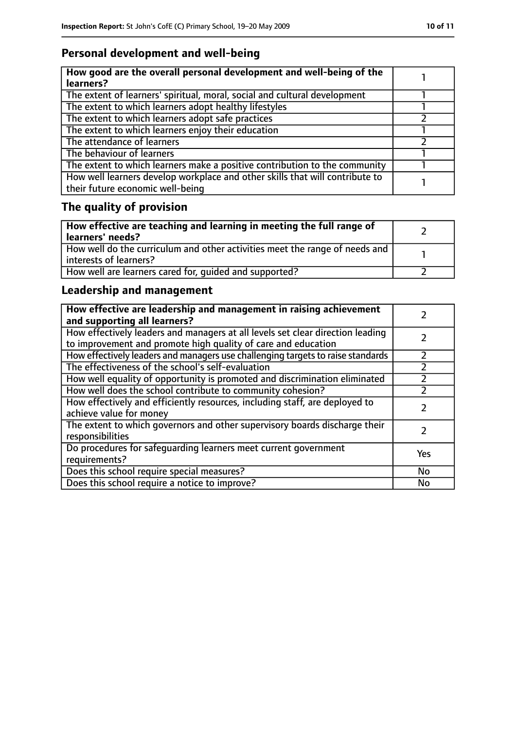## Personal development and well-being

| How good are the overall personal development and well-being of the learners? | 1 |
| --- | --- |
| The extent of learners' spiritual, moral, social and cultural development | 1 |
| The extent to which learners adopt healthy lifestyles | 1 |
| The extent to which learners adopt safe practices | 2 |
| The extent to which learners enjoy their education | 1 |
| The attendance of learners | 2 |
| The behaviour of learners | 1 |
| The extent to which learners make a positive contribution to the community | 1 |
| How well learners develop workplace and other skills that will contribute to their future economic well-being | 1 |

## The quality of provision

| How effective are teaching and learning in meeting the full range of learners' needs? | 2 |
| --- | --- |
| How well do the curriculum and other activities meet the range of needs and interests of learners? | 1 |
| How well are learners cared for, guided and supported? | 2 |

## Leadership and management

| How effective are leadership and management in raising achievement and supporting all learners? | 2 |
| --- | --- |
| How effectively leaders and managers at all levels set clear direction leading to improvement and promote high quality of care and education | 2 |
| How effectively leaders and managers use challenging targets to raise standards | 2 |
| The effectiveness of the school's self-evaluation | 2 |
| How well equality of opportunity is promoted and discrimination eliminated | 2 |
| How well does the school contribute to community cohesion? | 2 |
| How effectively and efficiently resources, including staff, are deployed to achieve value for money | 2 |
| The extent to which governors and other supervisory boards discharge their responsibilities | 2 |
| Do procedures for safeguarding learners meet current government requirements? | Yes |
| Does this school require special measures? | No |
| Does this school require a notice to improve? | No |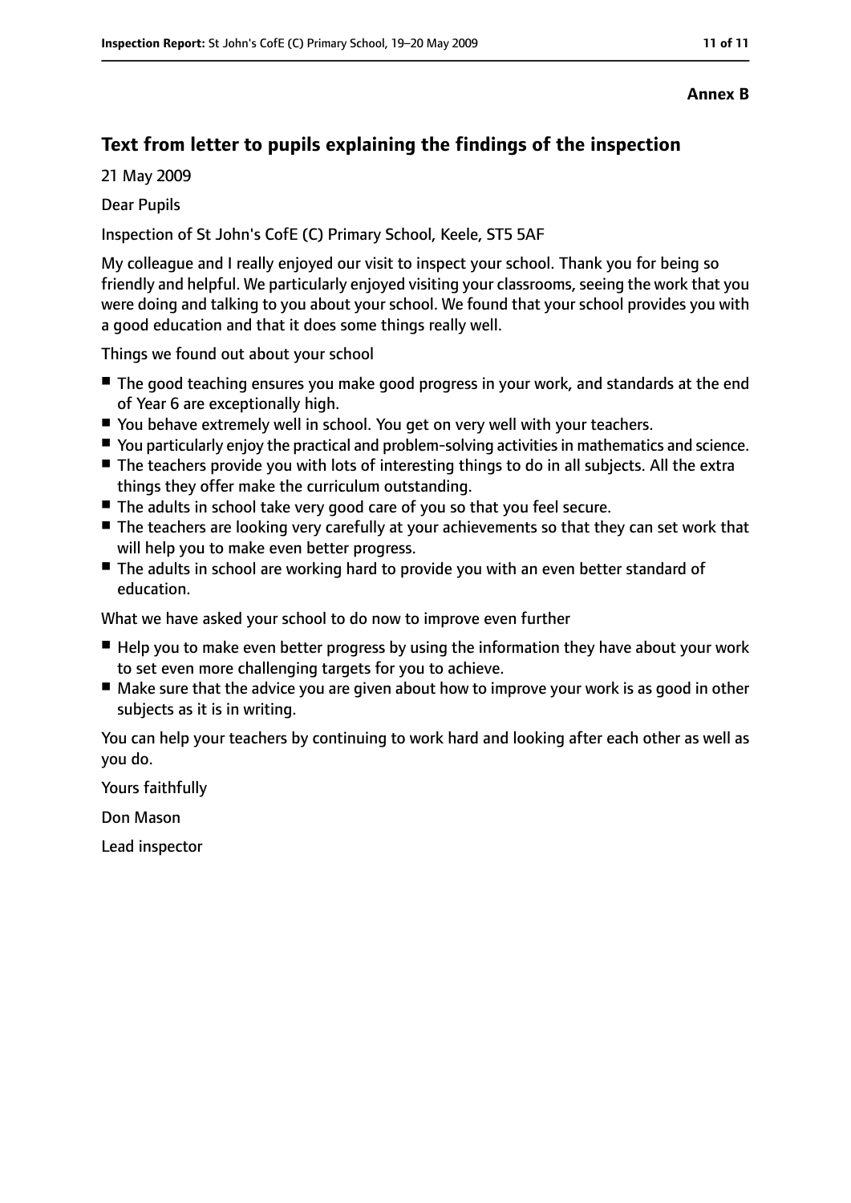**Annex B**

## Text from letter to pupils explaining the findings of the inspection

21 May 2009

Dear Pupils

Inspection of St John's CofE (C) Primary School, Keele, ST5 5AF

My colleague and I really enjoyed our visit to inspect your school. Thank you for being so friendly and helpful. We particularly enjoyed visiting your classrooms, seeing the work that you were doing and talking to you about your school. We found that your school provides you with a good education and that it does some things really well.

Things we found out about your school

- The good teaching ensures you make good progress in your work, and standards at the end of Year 6 are exceptionally high.
- You behave extremely well in school. You get on very well with your teachers.
- You particularly enjoy the practical and problem-solving activities in mathematics and science.
- The teachers provide you with lots of interesting things to do in all subjects. All the extra things they offer make the curriculum outstanding.
- The adults in school take very good care of you so that you feel secure.
- The teachers are looking very carefully at your achievements so that they can set work that will help you to make even better progress.
- The adults in school are working hard to provide you with an even better standard of education.

What we have asked your school to do now to improve even further

- Help you to make even better progress by using the information they have about your work to set even more challenging targets for you to achieve.
- Make sure that the advice you are given about how to improve your work is as good in other subjects as it is in writing.

You can help your teachers by continuing to work hard and looking after each other as well as you do.

Yours faithfully

Don Mason

Lead inspector